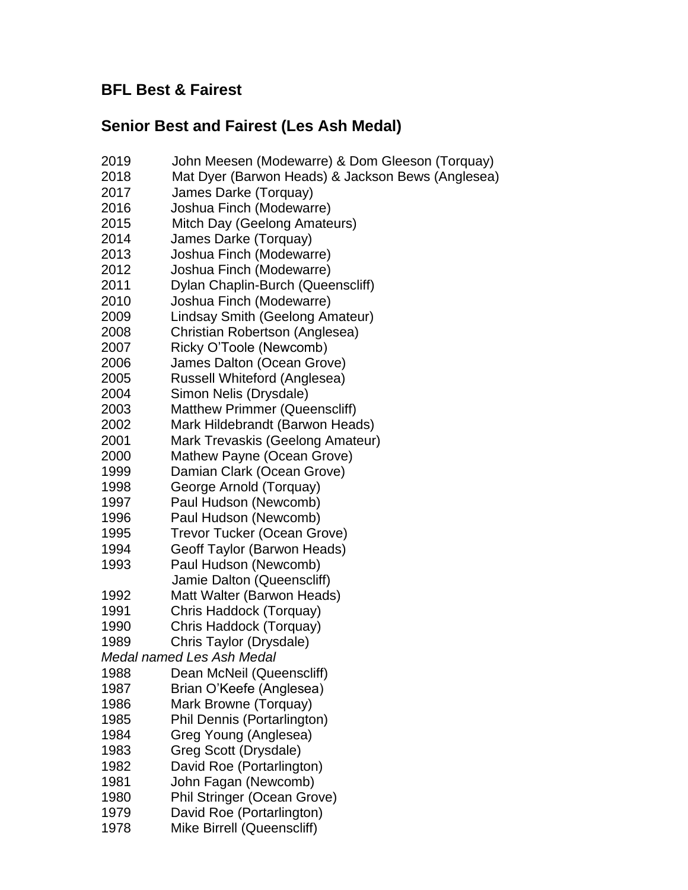# BFL Best & Fairest

## Senior Best and Fairest (Les Ash Medal)

2019 John Meesen (Modewarre) & Dom Gleeson (Torquay)
2018 Mat Dyer (Barwon Heads) & Jackson Bews (Anglesea)
2017 James Darke (Torquay)
2016 Joshua Finch (Modewarre)
2015 Mitch Day (Geelong Amateurs)
2014 James Darke (Torquay)
2013 Joshua Finch (Modewarre)
2012 Joshua Finch (Modewarre)
2011 Dylan Chaplin-Burch (Queenscliff)
2010 Joshua Finch (Modewarre)
2009 Lindsay Smith (Geelong Amateur)
2008 Christian Robertson (Anglesea)
2007 Ricky O'Toole (Newcomb)
2006 James Dalton (Ocean Grove)
2005 Russell Whiteford (Anglesea)
2004 Simon Nelis (Drysdale)
2003 Matthew Primmer (Queenscliff)
2002 Mark Hildebrandt (Barwon Heads)
2001 Mark Trevaskis (Geelong Amateur)
2000 Mathew Payne (Ocean Grove)
1999 Damian Clark (Ocean Grove)
1998 George Arnold (Torquay)
1997 Paul Hudson (Newcomb)
1996 Paul Hudson (Newcomb)
1995 Trevor Tucker (Ocean Grove)
1994 Geoff Taylor (Barwon Heads)
1993 Paul Hudson (Newcomb)
Jamie Dalton (Queenscliff)
1992 Matt Walter (Barwon Heads)
1991 Chris Haddock (Torquay)
1990 Chris Haddock (Torquay)
1989 Chris Taylor (Drysdale)

*Medal named Les Ash Medal*

1988 Dean McNeil (Queenscliff)
1987 Brian O'Keefe (Anglesea)
1986 Mark Browne (Torquay)
1985 Phil Dennis (Portarlington)
1984 Greg Young (Anglesea)
1983 Greg Scott (Drysdale)
1982 David Roe (Portarlington)
1981 John Fagan (Newcomb)
1980 Phil Stringer (Ocean Grove)
1979 David Roe (Portarlington)
1978 Mike Birrell (Queenscliff)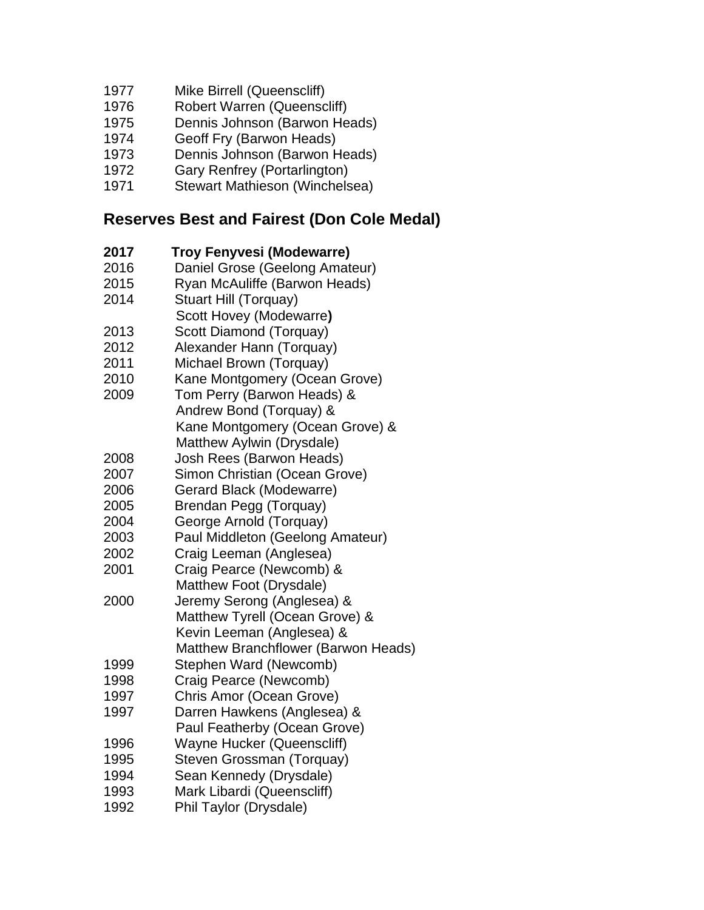1977 Mike Birrell (Queenscliff)
1976 Robert Warren (Queenscliff)
1975 Dennis Johnson (Barwon Heads)
1974 Geoff Fry (Barwon Heads)
1973 Dennis Johnson (Barwon Heads)
1972 Gary Renfrey (Portarlington)
1971 Stewart Mathieson (Winchelsea)

## Reserves Best and Fairest (Don Cole Medal)

**2017 Troy Fenyvesi (Modewarre)**
2016 Daniel Grose (Geelong Amateur)
2015 Ryan McAuliffe (Barwon Heads)
2014 Stuart Hill (Torquay)
Scott Hovey (Modewarre**)**
2013 Scott Diamond (Torquay)
2012 Alexander Hann (Torquay)
2011 Michael Brown (Torquay)
2010 Kane Montgomery (Ocean Grove)
2009 Tom Perry (Barwon Heads) &
Andrew Bond (Torquay) &
Kane Montgomery (Ocean Grove) &
Matthew Aylwin (Drysdale)
2008 Josh Rees (Barwon Heads)
2007 Simon Christian (Ocean Grove)
2006 Gerard Black (Modewarre)
2005 Brendan Pegg (Torquay)
2004 George Arnold (Torquay)
2003 Paul Middleton (Geelong Amateur)
2002 Craig Leeman (Anglesea)
2001 Craig Pearce (Newcomb) &
Matthew Foot (Drysdale)
2000 Jeremy Serong (Anglesea) &
Matthew Tyrell (Ocean Grove) &
Kevin Leeman (Anglesea) &
Matthew Branchflower (Barwon Heads)
1999 Stephen Ward (Newcomb)
1998 Craig Pearce (Newcomb)
1997 Chris Amor (Ocean Grove)
1997 Darren Hawkens (Anglesea) &
Paul Featherby (Ocean Grove)
1996 Wayne Hucker (Queenscliff)
1995 Steven Grossman (Torquay)
1994 Sean Kennedy (Drysdale)
1993 Mark Libardi (Queenscliff)
1992 Phil Taylor (Drysdale)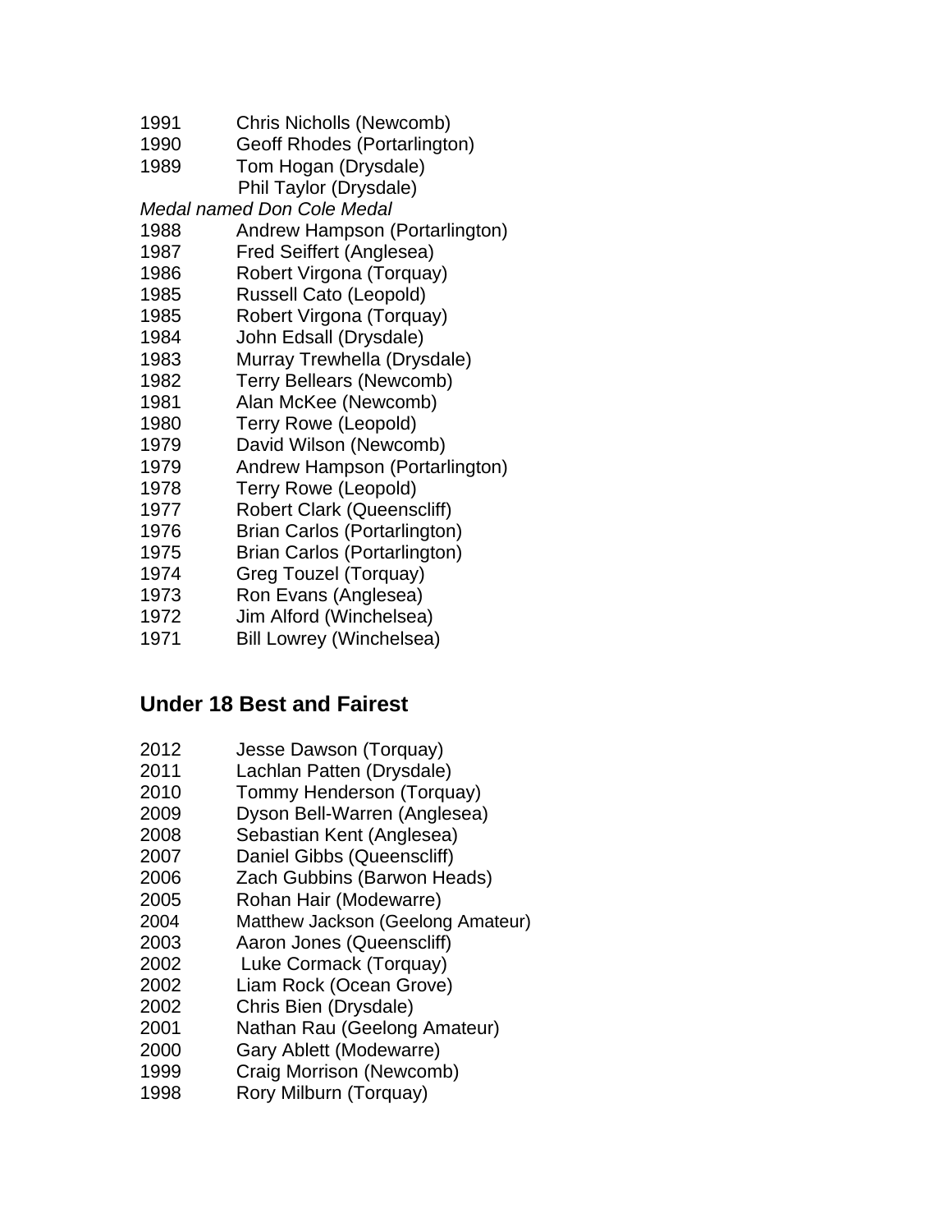1991 Chris Nicholls (Newcomb)
1990 Geoff Rhodes (Portarlington)
1989 Tom Hogan (Drysdale)
Phil Taylor (Drysdale)

*Medal named Don Cole Medal*

1988 Andrew Hampson (Portarlington)
1987 Fred Seiffert (Anglesea)
1986 Robert Virgona (Torquay)
1985 Russell Cato (Leopold)
1985 Robert Virgona (Torquay)
1984 John Edsall (Drysdale)
1983 Murray Trewhella (Drysdale)
1982 Terry Bellears (Newcomb)
1981 Alan McKee (Newcomb)
1980 Terry Rowe (Leopold)
1979 David Wilson (Newcomb)
1979 Andrew Hampson (Portarlington)
1978 Terry Rowe (Leopold)
1977 Robert Clark (Queenscliff)
1976 Brian Carlos (Portarlington)
1975 Brian Carlos (Portarlington)
1974 Greg Touzel (Torquay)
1973 Ron Evans (Anglesea)
1972 Jim Alford (Winchelsea)
1971 Bill Lowrey (Winchelsea)

## Under 18 Best and Fairest

2012 Jesse Dawson (Torquay)
2011 Lachlan Patten (Drysdale)
2010 Tommy Henderson (Torquay)
2009 Dyson Bell-Warren (Anglesea)
2008 Sebastian Kent (Anglesea)
2007 Daniel Gibbs (Queenscliff)
2006 Zach Gubbins (Barwon Heads)
2005 Rohan Hair (Modewarre)
2004 Matthew Jackson (Geelong Amateur)
2003 Aaron Jones (Queenscliff)
2002 Luke Cormack (Torquay)
2002 Liam Rock (Ocean Grove)
2002 Chris Bien (Drysdale)
2001 Nathan Rau (Geelong Amateur)
2000 Gary Ablett (Modewarre)
1999 Craig Morrison (Newcomb)
1998 Rory Milburn (Torquay)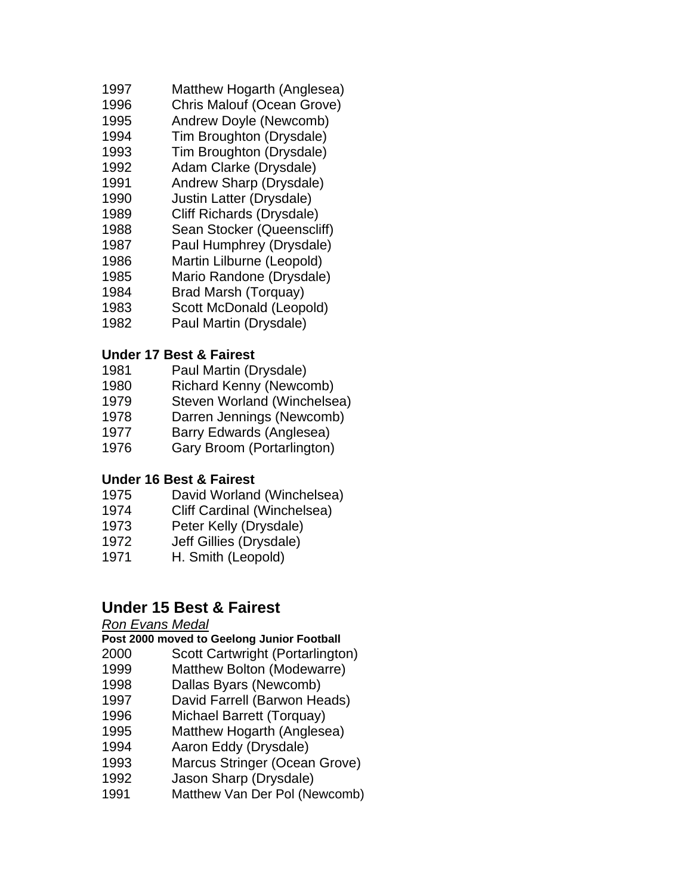1997 Matthew Hogarth (Anglesea)
1996 Chris Malouf (Ocean Grove)
1995 Andrew Doyle (Newcomb)
1994 Tim Broughton (Drysdale)
1993 Tim Broughton (Drysdale)
1992 Adam Clarke (Drysdale)
1991 Andrew Sharp (Drysdale)
1990 Justin Latter (Drysdale)
1989 Cliff Richards (Drysdale)
1988 Sean Stocker (Queenscliff)
1987 Paul Humphrey (Drysdale)
1986 Martin Lilburne (Leopold)
1985 Mario Randone (Drysdale)
1984 Brad Marsh (Torquay)
1983 Scott McDonald (Leopold)
1982 Paul Martin (Drysdale)

**Under 17 Best & Fairest**

1981 Paul Martin (Drysdale)
1980 Richard Kenny (Newcomb)
1979 Steven Worland (Winchelsea)
1978 Darren Jennings (Newcomb)
1977 Barry Edwards (Anglesea)
1976 Gary Broom (Portarlington)

**Under 16 Best & Fairest**

1975 David Worland (Winchelsea)
1974 Cliff Cardinal (Winchelsea)
1973 Peter Kelly (Drysdale)
1972 Jeff Gillies (Drysdale)
1971 H. Smith (Leopold)

## Under 15 Best & Fairest

*Ron Evans Medal*

**Post 2000 moved to Geelong Junior Football**

2000 Scott Cartwright (Portarlington)
1999 Matthew Bolton (Modewarre)
1998 Dallas Byars (Newcomb)
1997 David Farrell (Barwon Heads)
1996 Michael Barrett (Torquay)
1995 Matthew Hogarth (Anglesea)
1994 Aaron Eddy (Drysdale)
1993 Marcus Stringer (Ocean Grove)
1992 Jason Sharp (Drysdale)
1991 Matthew Van Der Pol (Newcomb)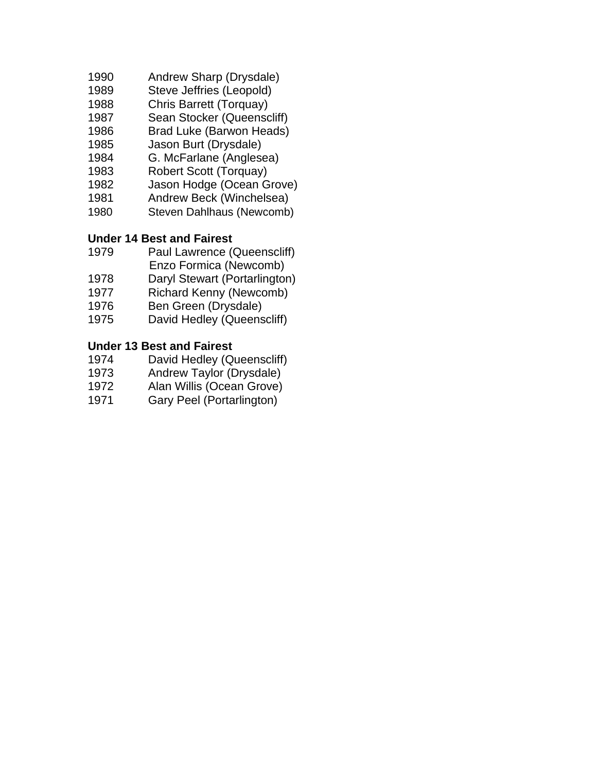| | |
|---|---|
| 1990 | Andrew Sharp (Drysdale) |
| 1989 | Steve Jeffries (Leopold) |
| 1988 | Chris Barrett (Torquay) |
| 1987 | Sean Stocker (Queenscliff) |
| 1986 | Brad Luke (Barwon Heads) |
| 1985 | Jason Burt (Drysdale) |
| 1984 | G. McFarlane (Anglesea) |
| 1983 | Robert Scott (Torquay) |
| 1982 | Jason Hodge (Ocean Grove) |
| 1981 | Andrew Beck (Winchelsea) |
| 1980 | Steven Dahlhaus (Newcomb) |

**Under 14 Best and Fairest**

| | |
|---|---|
| 1979 | Paul Lawrence (Queenscliff) |
| | Enzo Formica (Newcomb) |
| 1978 | Daryl Stewart (Portarlington) |
| 1977 | Richard Kenny (Newcomb) |
| 1976 | Ben Green (Drysdale) |
| 1975 | David Hedley (Queenscliff) |

**Under 13 Best and Fairest**

| | |
|---|---|
| 1974 | David Hedley (Queenscliff) |
| 1973 | Andrew Taylor (Drysdale) |
| 1972 | Alan Willis (Ocean Grove) |
| 1971 | Gary Peel (Portarlington) |